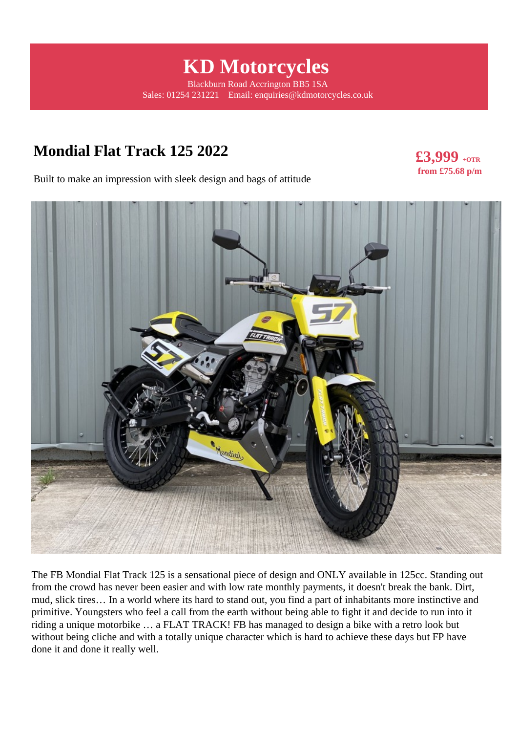# KD Motorcycles

Blackburn Road Accrington BB5 1SA
Sales: 01254 231221    Email: enquiries@kdmotorcycles.co.uk

## Mondial Flat Track 125 2022

**£3,999** +OTR
**from £75.68 p/m**

Built to make an impression with sleek design and bags of attitude

The FB Mondial Flat Track 125 is a sensational piece of design and ONLY available in 125cc. Standing out from the crowd has never been easier and with low rate monthly payments, it doesn't break the bank. Dirt, mud, slick tires… In a world where its hard to stand out, you find a part of inhabitants more instinctive and primitive. Youngsters who feel a call from the earth without being able to fight it and decide to run into it riding a unique motorbike … a FLAT TRACK! FB has managed to design a bike with a retro look but without being cliche and with a totally unique character which is hard to achieve these days but FP have done it and done it really well.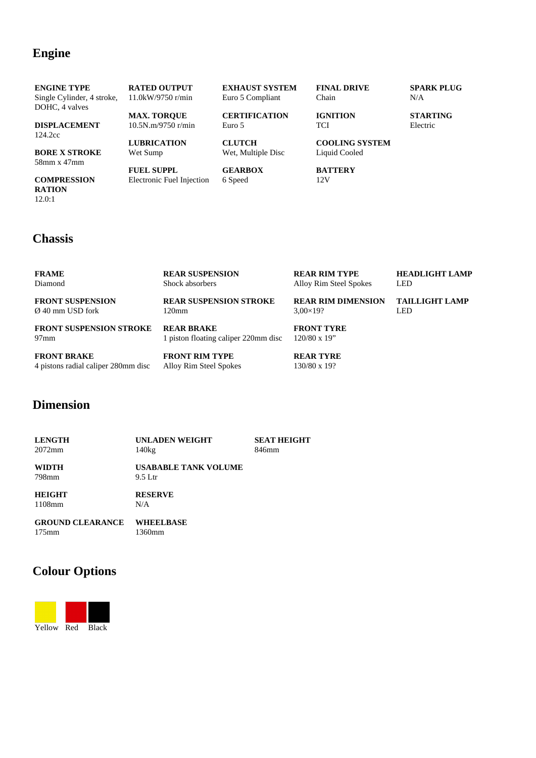## Engine

**ENGINE TYPE**
Single Cylinder, 4 stroke, DOHC, 4 valves

**DISPLACEMENT**
124.2cc

**BORE X STROKE**
58mm x 47mm

**COMPRESSION RATION**
12.0:1

**RATED OUTPUT**
11.0kW/9750 r/min

**MAX. TORQUE**
10.5N.m/9750 r/min

**LUBRICATION**
Wet Sump

**FUEL SUPPL**
Electronic Fuel Injection

**EXHAUST SYSTEM**
Euro 5 Compliant

**CERTIFICATION**
Euro 5

**CLUTCH**
Wet, Multiple Disc

**GEARBOX**
6 Speed

**FINAL DRIVE**
Chain

**IGNITION**
TCI

**COOLING SYSTEM**
Liquid Cooled

**BATTERY**
12V

**SPARK PLUG**
N/A

**STARTING**
Electric

## Chassis

**FRAME**
Diamond

**FRONT SUSPENSION**
Ø 40 mm USD fork

**FRONT SUSPENSION STROKE**
97mm

**FRONT BRAKE**
4 pistons radial caliper 280mm disc

**REAR SUSPENSION**
Shock absorbers

**REAR SUSPENSION STROKE**
120mm

**REAR BRAKE**
1 piston floating caliper 220mm disc

**FRONT RIM TYPE**
Alloy Rim Steel Spokes

**REAR RIM TYPE**
Alloy Rim Steel Spokes

**REAR RIM DIMENSION**
3,00×19?

**FRONT TYRE**
120/80 x 19"

**REAR TYRE**
130/80 x 19?

**HEADLIGHT LAMP**
LED

**TAILLIGHT LAMP**
LED

## Dimension

**LENGTH**
2072mm

**WIDTH**
798mm

**HEIGHT**
1108mm

**GROUND CLEARANCE**
175mm

**UNLADEN WEIGHT**
140kg

**USABLE TANK VOLUME**
9.5 Ltr

**RESERVE**
N/A

**WHEELBASE**
1360mm

**SEAT HEIGHT**
846mm

## Colour Options

Yellow Red Black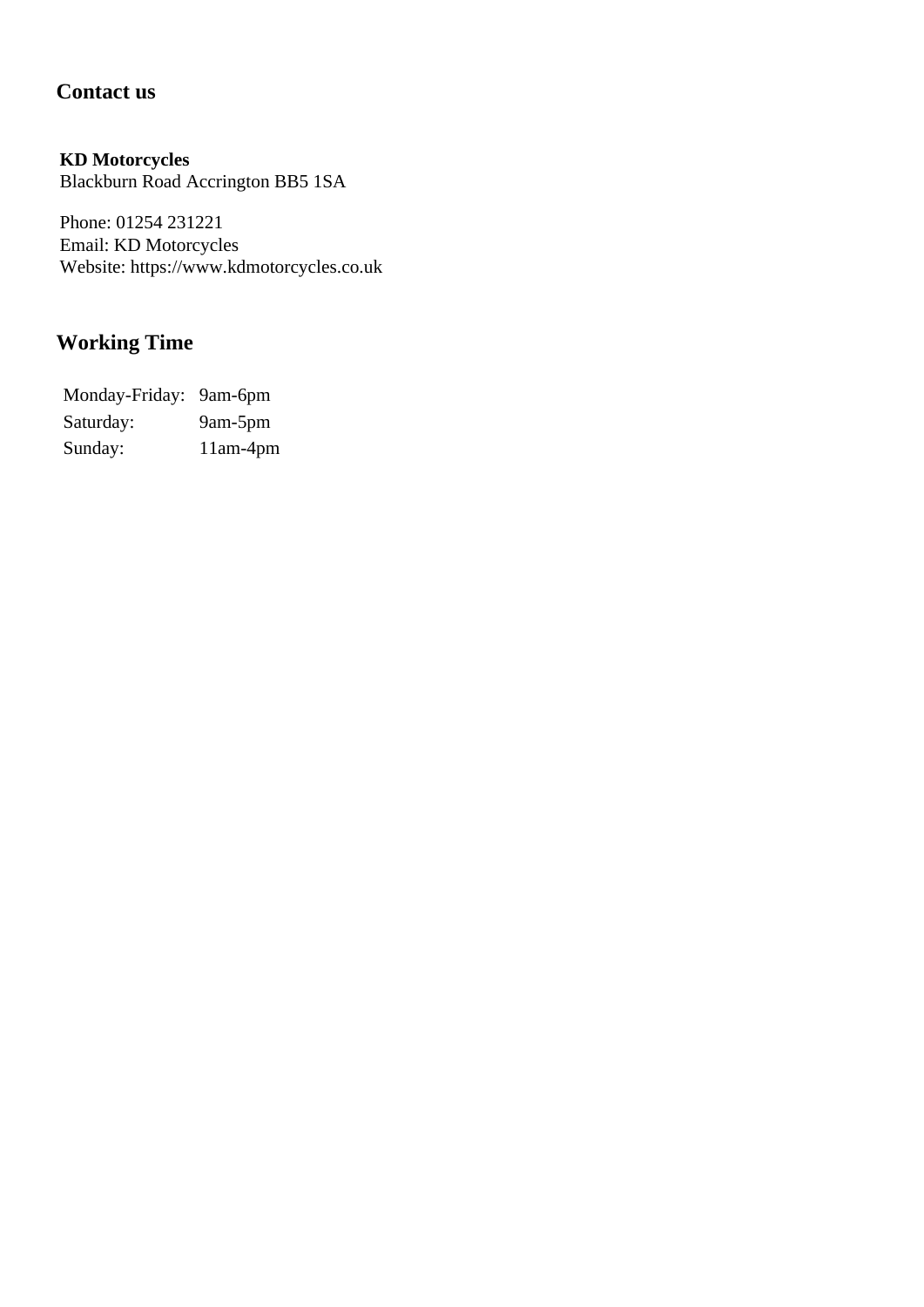## Contact us

**KD Motorcycles**
Blackburn Road Accrington BB5 1SA

Phone: 01254 231221
Email: KD Motorcycles
Website: https://www.kdmotorcycles.co.uk

## Working Time

| | |
|---|---|
| Monday-Friday: | 9am-6pm |
| Saturday: | 9am-5pm |
| Sunday: | 11am-4pm |